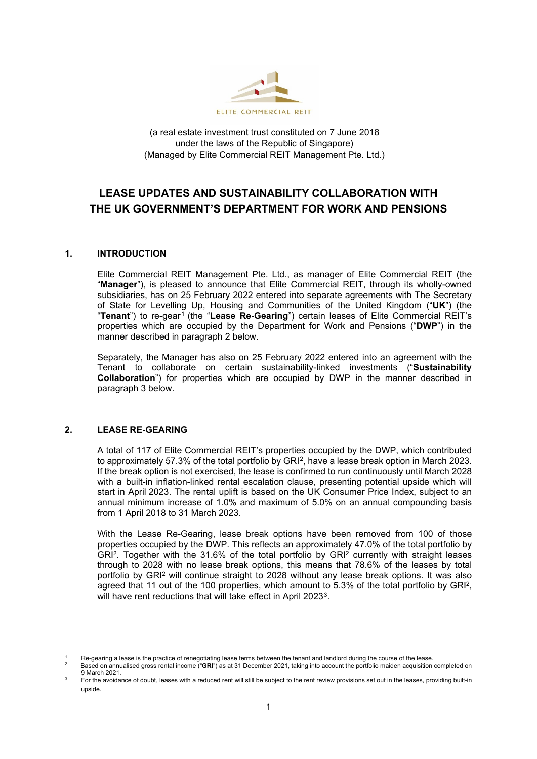ELITE COMMERCIAL REIT

(a real estate investment trust constituted on 7 June 2018
under the laws of the Republic of Singapore)
(Managed by Elite Commercial REIT Management Pte. Ltd.)

# LEASE UPDATES AND SUSTAINABILITY COLLABORATION WITH THE UK GOVERNMENT'S DEPARTMENT FOR WORK AND PENSIONS

## 1. INTRODUCTION

Elite Commercial REIT Management Pte. Ltd., as manager of Elite Commercial REIT (the "**Manager**"), is pleased to announce that Elite Commercial REIT, through its wholly-owned subsidiaries, has on 25 February 2022 entered into separate agreements with The Secretary of State for Levelling Up, Housing and Communities of the United Kingdom ("**UK**") (the "**Tenant**") to re-gear[1] (the "**Lease Re-Gearing**") certain leases of Elite Commercial REIT's properties which are occupied by the Department for Work and Pensions ("**DWP**") in the manner described in paragraph 2 below.

Separately, the Manager has also on 25 February 2022 entered into an agreement with the Tenant to collaborate on certain sustainability-linked investments ("**Sustainability Collaboration**") for properties which are occupied by DWP in the manner described in paragraph 3 below.

## 2. LEASE RE-GEARING

A total of 117 of Elite Commercial REIT's properties occupied by the DWP, which contributed to approximately 57.3% of the total portfolio by GRI[2], have a lease break option in March 2023. If the break option is not exercised, the lease is confirmed to run continuously until March 2028 with a built-in inflation-linked rental escalation clause, presenting potential upside which will start in April 2023. The rental uplift is based on the UK Consumer Price Index, subject to an annual minimum increase of 1.0% and maximum of 5.0% on an annual compounding basis from 1 April 2018 to 31 March 2023.

With the Lease Re-Gearing, lease break options have been removed from 100 of those properties occupied by the DWP. This reflects an approximately 47.0% of the total portfolio by GRI[2]. Together with the 31.6% of the total portfolio by GRI[2] currently with straight leases through to 2028 with no lease break options, this means that 78.6% of the leases by total portfolio by GRI[2] will continue straight to 2028 without any lease break options. It was also agreed that 11 out of the 100 properties, which amount to 5.3% of the total portfolio by GRI[2], will have rent reductions that will take effect in April 2023[3].

---

[1] Re-gearing a lease is the practice of renegotiating lease terms between the tenant and landlord during the course of the lease.

[2] Based on annualised gross rental income ("**GRI**") as at 31 December 2021, taking into account the portfolio maiden acquisition completed on 9 March 2021.

[3] For the avoidance of doubt, leases with a reduced rent will still be subject to the rent review provisions set out in the leases, providing built-in upside.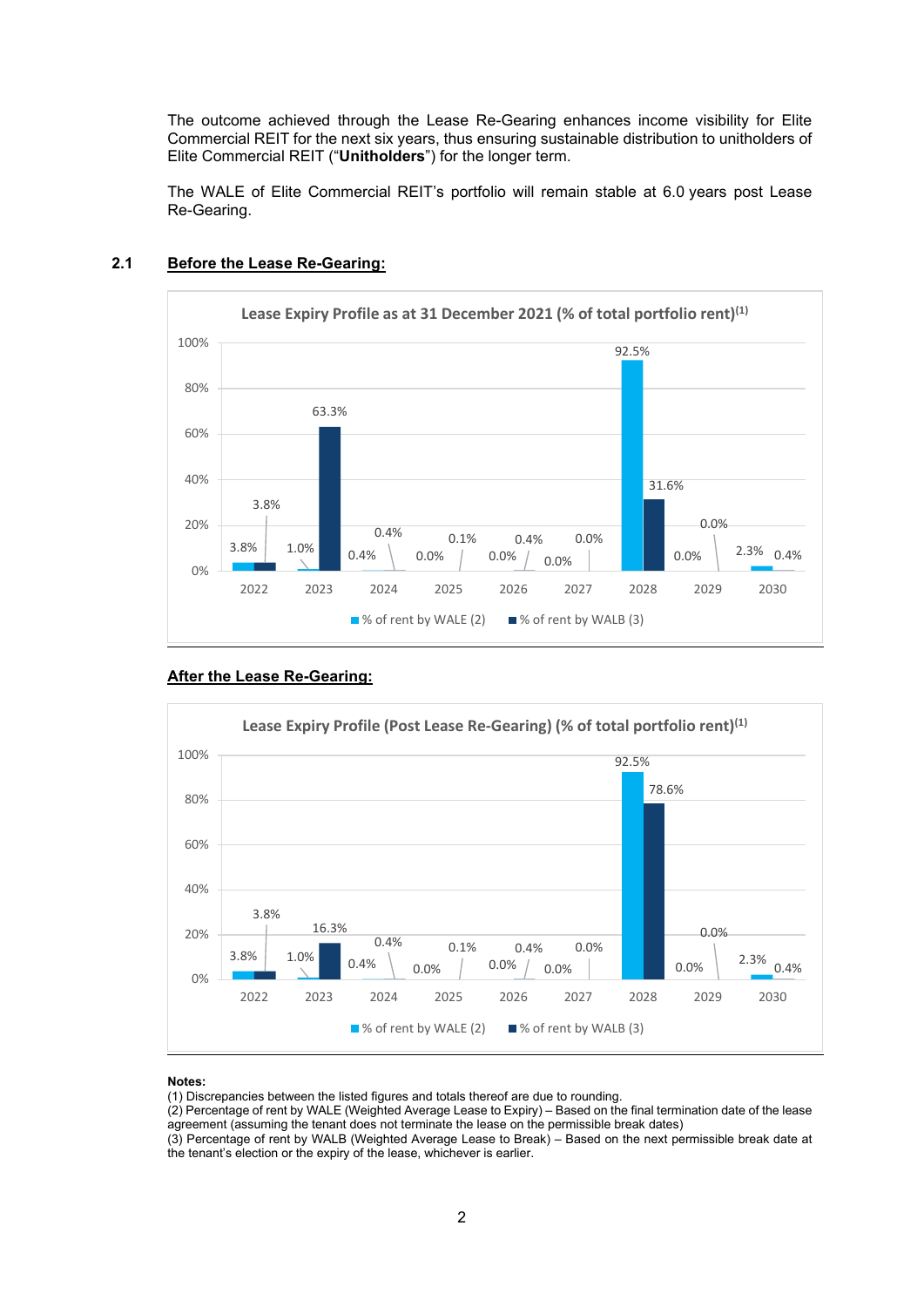The outcome achieved through the Lease Re-Gearing enhances income visibility for Elite Commercial REIT for the next six years, thus ensuring sustainable distribution to unitholders of Elite Commercial REIT ("**Unitholders**") for the longer term.

The WALE of Elite Commercial REIT's portfolio will remain stable at 6.0 years post Lease Re-Gearing.

## 2.1 Before the Lease Re-Gearing:

**Lease Expiry Profile as at 31 December 2021 (% of total portfolio rent)(1)**

| Year | % of rent by WALE (2) | % of rent by WALB (3) |
|---|---|---|
| 2022 | 3.8% | 3.8% |
| 2023 | 1.0% | 63.3% |
| 2024 | 0.4% | 0.4% |
| 2025 | 0.0% | 0.1% |
| 2026 | 0.0% | 0.4% |
| 2027 | 0.0% | 0.0% |
| 2028 | 92.5% | 31.6% |
| 2029 | 0.0% | 0.0% |
| 2030 | 2.3% | 0.4% |

## After the Lease Re-Gearing:

**Lease Expiry Profile (Post Lease Re-Gearing) (% of total portfolio rent)(1)**

| Year | % of rent by WALE (2) | % of rent by WALB (3) |
|---|---|---|
| 2022 | 3.8% | 3.8% |
| 2023 | 1.0% | 16.3% |
| 2024 | 0.4% | 0.4% |
| 2025 | 0.0% | 0.1% |
| 2026 | 0.0% | 0.4% |
| 2027 | 0.0% | 0.0% |
| 2028 | 92.5% | 78.6% |
| 2029 | 0.0% | 0.0% |
| 2030 | 2.3% | 0.4% |

**Notes:**

(1) Discrepancies between the listed figures and totals thereof are due to rounding.

(2) Percentage of rent by WALE (Weighted Average Lease to Expiry) – Based on the final termination date of the lease agreement (assuming the tenant does not terminate the lease on the permissible break dates)

(3) Percentage of rent by WALB (Weighted Average Lease to Break) – Based on the next permissible break date at the tenant's election or the expiry of the lease, whichever is earlier.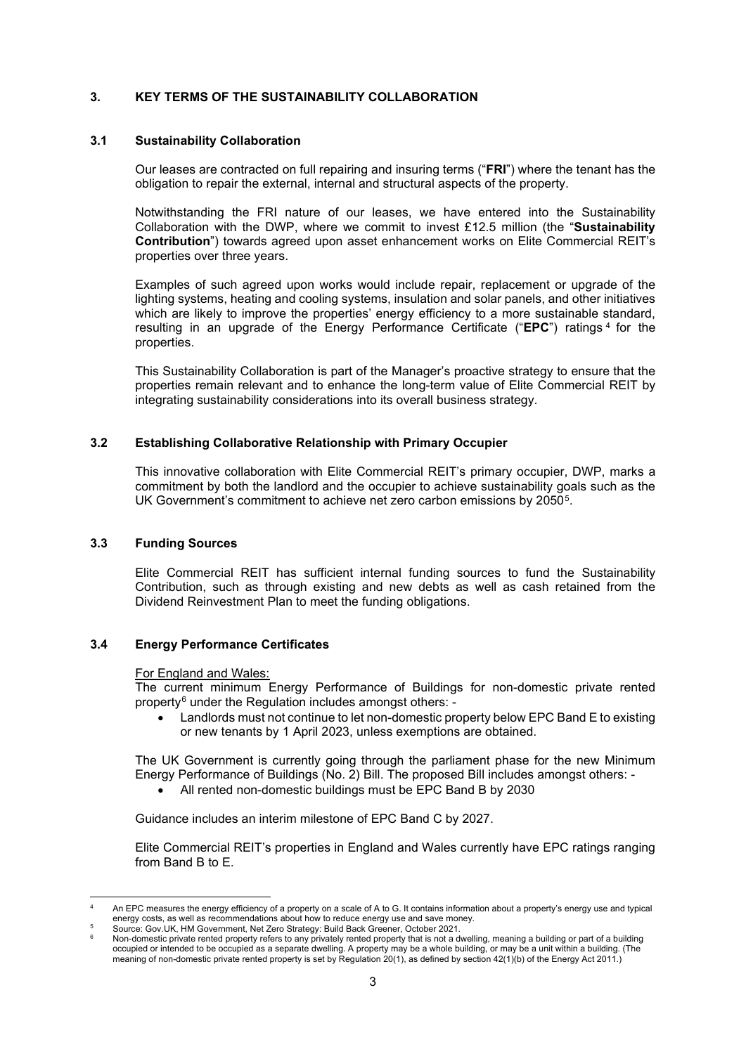## 3. KEY TERMS OF THE SUSTAINABILITY COLLABORATION

### 3.1 Sustainability Collaboration

Our leases are contracted on full repairing and insuring terms ("**FRI**") where the tenant has the obligation to repair the external, internal and structural aspects of the property.

Notwithstanding the FRI nature of our leases, we have entered into the Sustainability Collaboration with the DWP, where we commit to invest £12.5 million (the "**Sustainability Contribution**") towards agreed upon asset enhancement works on Elite Commercial REIT's properties over three years.

Examples of such agreed upon works would include repair, replacement or upgrade of the lighting systems, heating and cooling systems, insulation and solar panels, and other initiatives which are likely to improve the properties' energy efficiency to a more sustainable standard, resulting in an upgrade of the Energy Performance Certificate ("**EPC**") ratings [4] for the properties.

This Sustainability Collaboration is part of the Manager's proactive strategy to ensure that the properties remain relevant and to enhance the long-term value of Elite Commercial REIT by integrating sustainability considerations into its overall business strategy.

### 3.2 Establishing Collaborative Relationship with Primary Occupier

This innovative collaboration with Elite Commercial REIT's primary occupier, DWP, marks a commitment by both the landlord and the occupier to achieve sustainability goals such as the UK Government's commitment to achieve net zero carbon emissions by 2050[5].

### 3.3 Funding Sources

Elite Commercial REIT has sufficient internal funding sources to fund the Sustainability Contribution, such as through existing and new debts as well as cash retained from the Dividend Reinvestment Plan to meet the funding obligations.

### 3.4 Energy Performance Certificates

For England and Wales:

The current minimum Energy Performance of Buildings for non-domestic private rented property[6] under the Regulation includes amongst others: -

- Landlords must not continue to let non-domestic property below EPC Band E to existing or new tenants by 1 April 2023, unless exemptions are obtained.

The UK Government is currently going through the parliament phase for the new Minimum Energy Performance of Buildings (No. 2) Bill. The proposed Bill includes amongst others: -

- All rented non-domestic buildings must be EPC Band B by 2030

Guidance includes an interim milestone of EPC Band C by 2027.

Elite Commercial REIT's properties in England and Wales currently have EPC ratings ranging from Band B to E.

---

[4] An EPC measures the energy efficiency of a property on a scale of A to G. It contains information about a property's energy use and typical energy costs, as well as recommendations about how to reduce energy use and save money.

[5] Source: Gov.UK, HM Government, Net Zero Strategy: Build Back Greener, October 2021.

[6] Non-domestic private rented property refers to any privately rented property that is not a dwelling, meaning a building or part of a building occupied or intended to be occupied as a separate dwelling. A property may be a whole building, or may be a unit within a building. (The meaning of non-domestic private rented property is set by Regulation 20(1), as defined by section 42(1)(b) of the Energy Act 2011.)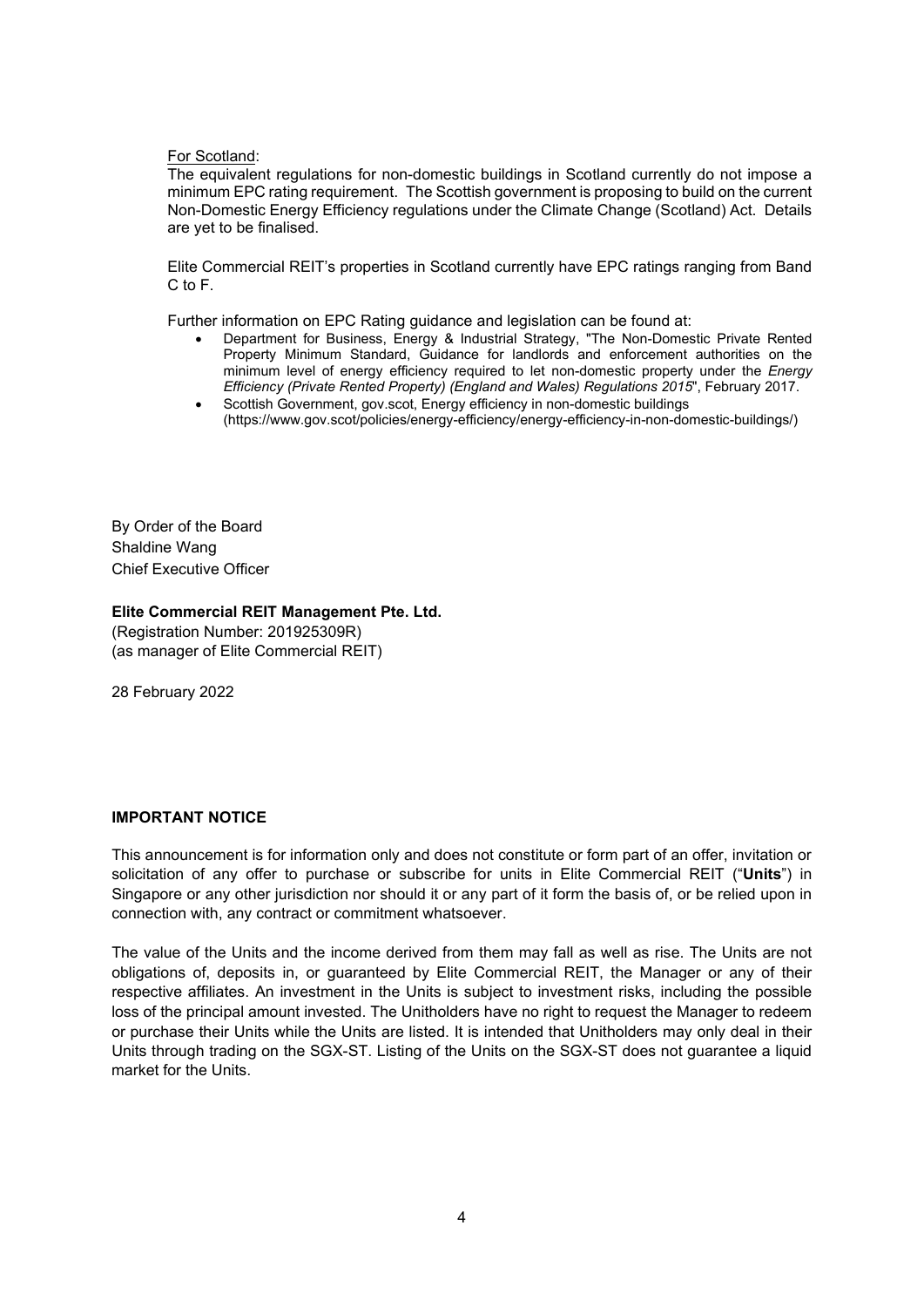For Scotland:

The equivalent regulations for non-domestic buildings in Scotland currently do not impose a minimum EPC rating requirement. The Scottish government is proposing to build on the current Non-Domestic Energy Efficiency regulations under the Climate Change (Scotland) Act. Details are yet to be finalised.

Elite Commercial REIT's properties in Scotland currently have EPC ratings ranging from Band C to F.

Further information on EPC Rating guidance and legislation can be found at:

- Department for Business, Energy & Industrial Strategy, "The Non-Domestic Private Rented Property Minimum Standard, Guidance for landlords and enforcement authorities on the minimum level of energy efficiency required to let non-domestic property under the *Energy Efficiency (Private Rented Property) (England and Wales) Regulations 2015*", February 2017.
- Scottish Government, gov.scot, Energy efficiency in non-domestic buildings (https://www.gov.scot/policies/energy-efficiency/energy-efficiency-in-non-domestic-buildings/)

By Order of the Board
Shaldine Wang
Chief Executive Officer

**Elite Commercial REIT Management Pte. Ltd.**
(Registration Number: 201925309R)
(as manager of Elite Commercial REIT)

28 February 2022

**IMPORTANT NOTICE**

This announcement is for information only and does not constitute or form part of an offer, invitation or solicitation of any offer to purchase or subscribe for units in Elite Commercial REIT ("**Units**") in Singapore or any other jurisdiction nor should it or any part of it form the basis of, or be relied upon in connection with, any contract or commitment whatsoever.

The value of the Units and the income derived from them may fall as well as rise. The Units are not obligations of, deposits in, or guaranteed by Elite Commercial REIT, the Manager or any of their respective affiliates. An investment in the Units is subject to investment risks, including the possible loss of the principal amount invested. The Unitholders have no right to request the Manager to redeem or purchase their Units while the Units are listed. It is intended that Unitholders may only deal in their Units through trading on the SGX-ST. Listing of the Units on the SGX-ST does not guarantee a liquid market for the Units.